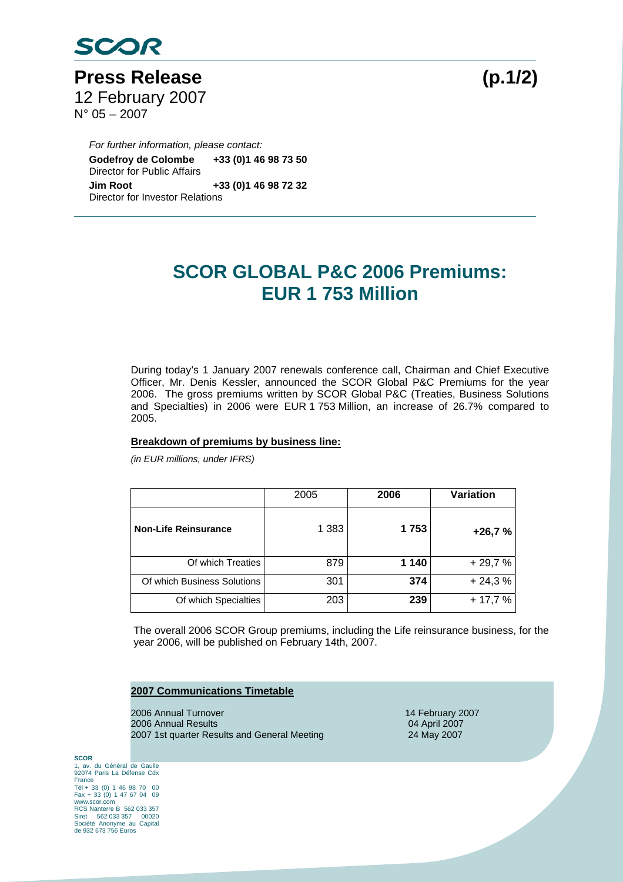SCOR

# Press Release (p.1/2)

12 February 2007

N° 05 – 2007

*For further information, please contact:*

**Godefroy de Colombe** **+33 (0)1 46 98 73 50**
Director for Public Affairs

**Jim Root** **+33 (0)1 46 98 72 32**
Director for Investor Relations

## SCOR GLOBAL P&C 2006 Premiums: EUR 1 753 Million

During today's 1 January 2007 renewals conference call, Chairman and Chief Executive Officer, Mr. Denis Kessler, announced the SCOR Global P&C Premiums for the year 2006. The gross premiums written by SCOR Global P&C (Treaties, Business Solutions and Specialties) in 2006 were EUR 1 753 Million, an increase of 26.7% compared to 2005.

**Breakdown of premiums by business line:**

*(in EUR millions, under IFRS)*

| | 2005 | **2006** | **Variation** |
|---|---|---|---|
| **Non-Life Reinsurance** | 1 383 | **1 753** | **+26,7 %** |
| Of which Treaties | 879 | **1 140** | + 29,7 % |
| Of which Business Solutions | 301 | **374** | + 24,3 % |
| Of which Specialties | 203 | **239** | + 17,7 % |

The overall 2006 SCOR Group premiums, including the Life reinsurance business, for the year 2006, will be published on February 14th, 2007.

**2007 Communications Timetable**

| | |
|---|---|
| 2006 Annual Turnover | 14 February 2007 |
| 2006 Annual Results | 04 April 2007 |
| 2007 1st quarter Results and General Meeting | 24 May 2007 |

**SCOR**
1, av. du Général de Gaulle
92074 Paris La Défense Cdx
France
Tél + 33 (0) 1 46 98 70 00
Fax + 33 (0) 1 47 67 04 09
www.scor.com
RCS Nanterre B 562 033 357
Siret 562 033 357 00020
Société Anonyme au Capital de 932 673 756 Euros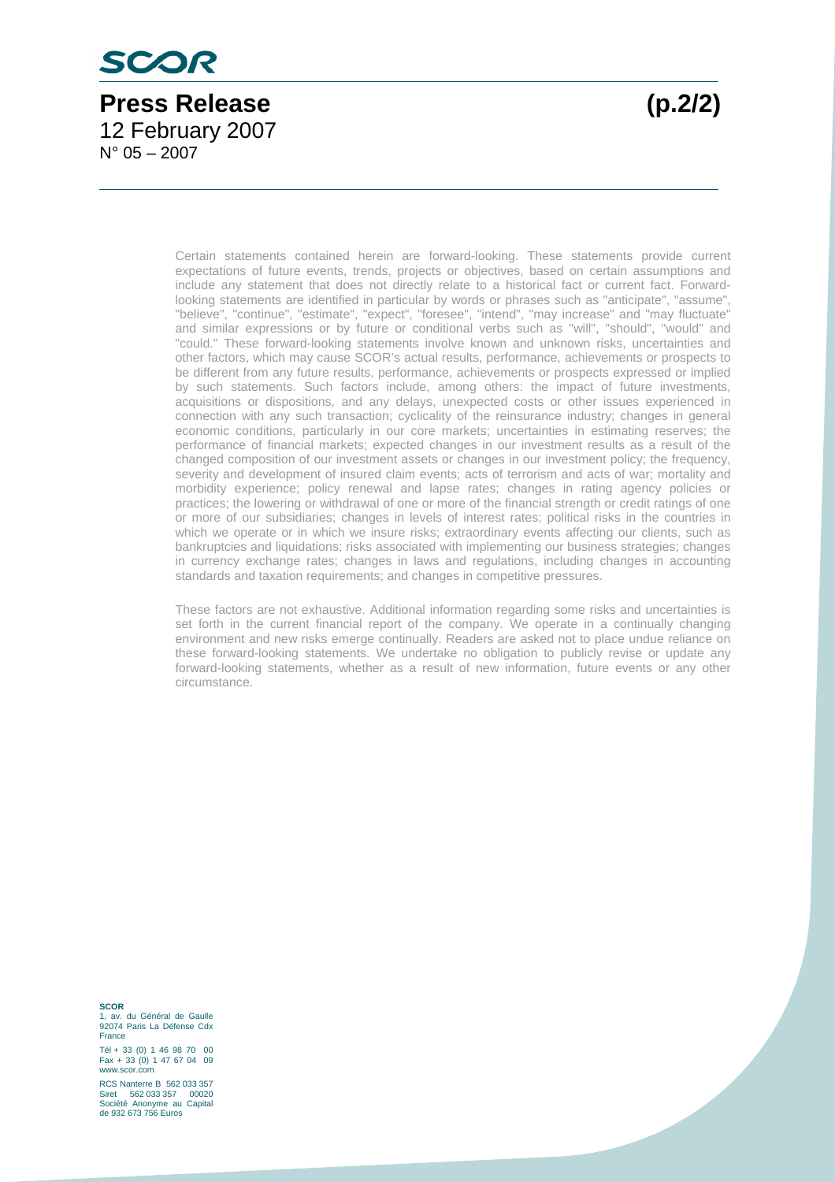Certain statements contained herein are forward-looking. These statements provide current expectations of future events, trends, projects or objectives, based on certain assumptions and include any statement that does not directly relate to a historical fact or current fact. Forward-looking statements are identified in particular by words or phrases such as "anticipate", "assume", "believe", "continue", "estimate", "expect", "foresee", "intend", "may increase" and "may fluctuate" and similar expressions or by future or conditional verbs such as "will", "should", "would" and "could." These forward-looking statements involve known and unknown risks, uncertainties and other factors, which may cause SCOR's actual results, performance, achievements or prospects to be different from any future results, performance, achievements or prospects expressed or implied by such statements. Such factors include, among others: the impact of future investments, acquisitions or dispositions, and any delays, unexpected costs or other issues experienced in connection with any such transaction; cyclicality of the reinsurance industry; changes in general economic conditions, particularly in our core markets; uncertainties in estimating reserves; the performance of financial markets; expected changes in our investment results as a result of the changed composition of our investment assets or changes in our investment policy; the frequency, severity and development of insured claim events; acts of terrorism and acts of war; mortality and morbidity experience; policy renewal and lapse rates; changes in rating agency policies or practices; the lowering or withdrawal of one or more of the financial strength or credit ratings of one or more of our subsidiaries; changes in levels of interest rates; political risks in the countries in which we operate or in which we insure risks; extraordinary events affecting our clients, such as bankruptcies and liquidations; risks associated with implementing our business strategies; changes in currency exchange rates; changes in laws and regulations, including changes in accounting standards and taxation requirements; and changes in competitive pressures.

These factors are not exhaustive. Additional information regarding some risks and uncertainties is set forth in the current financial report of the company. We operate in a continually changing environment and new risks emerge continually. Readers are asked not to place undue reliance on these forward-looking statements. We undertake no obligation to publicly revise or update any forward-looking statements, whether as a result of new information, future events or any other circumstance.

**SCOR**
1, av. du Général de Gaulle
92074 Paris La Défense Cdx
France

Tél + 33 (0) 1 46 98 70 00
Fax + 33 (0) 1 47 67 04 09
www.scor.com

RCS Nanterre B 562 033 357
Siret 562 033 357 00020
Société Anonyme au Capital
de 932 673 756 Euros